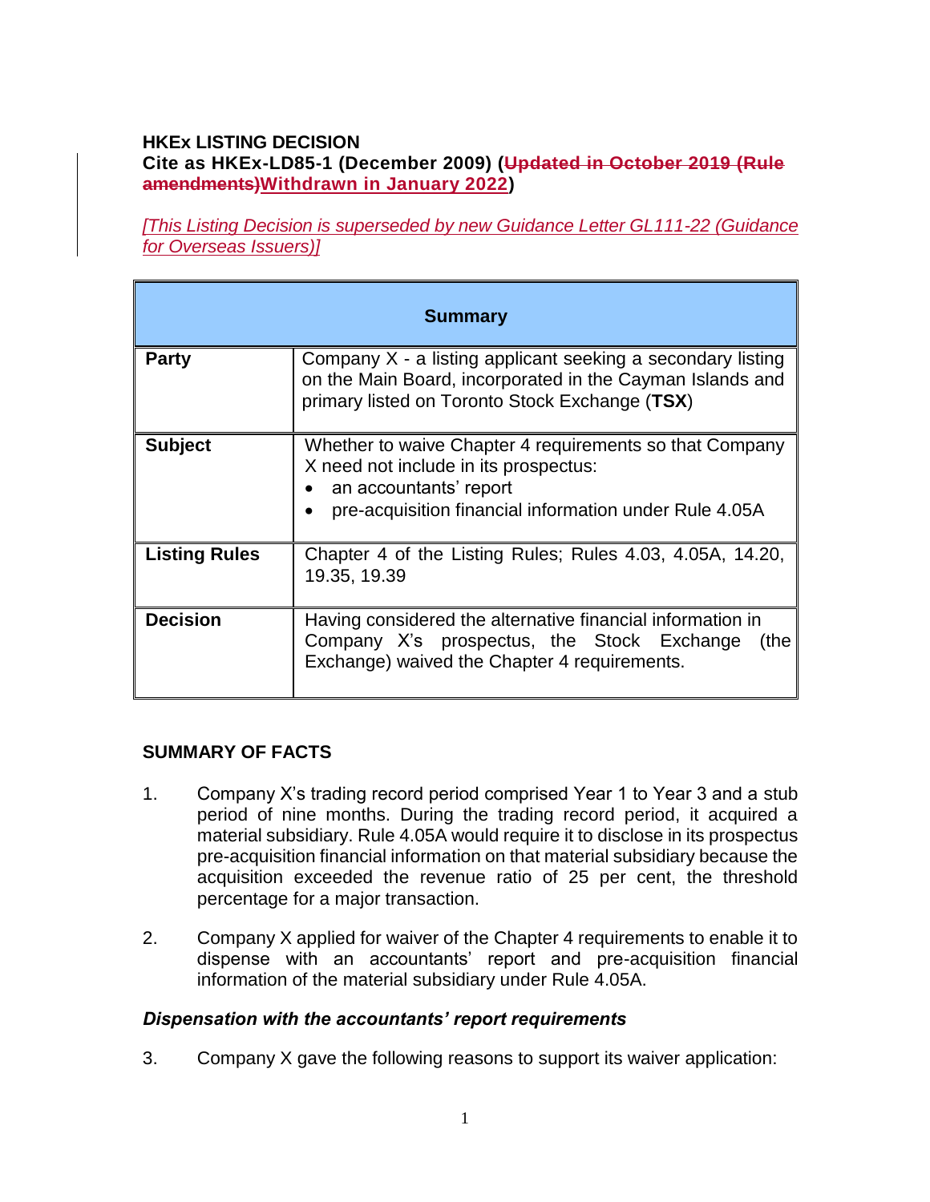**HKEx LISTING DECISION**
**Cite as HKEx-LD85-1 (December 2009) (~~Updated in October 2019 (Rule amendments)~~Withdrawn in January 2022)**

*[This Listing Decision is superseded by new Guidance Letter GL111-22 (Guidance for Overseas Issuers)]*

| Summary | |
|---|---|
| **Party** | Company X - a listing applicant seeking a secondary listing on the Main Board, incorporated in the Cayman Islands and primary listed on Toronto Stock Exchange (**TSX**) |
| **Subject** | Whether to waive Chapter 4 requirements so that Company X need not include in its prospectus:<br>• an accountants' report<br>• pre-acquisition financial information under Rule 4.05A |
| **Listing Rules** | Chapter 4 of the Listing Rules; Rules 4.03, 4.05A, 14.20, 19.35, 19.39 |
| **Decision** | Having considered the alternative financial information in Company X's prospectus, the Stock Exchange (the Exchange) waived the Chapter 4 requirements. |

## SUMMARY OF FACTS

1. Company X's trading record period comprised Year 1 to Year 3 and a stub period of nine months. During the trading record period, it acquired a material subsidiary. Rule 4.05A would require it to disclose in its prospectus pre-acquisition financial information on that material subsidiary because the acquisition exceeded the revenue ratio of 25 per cent, the threshold percentage for a major transaction.

2. Company X applied for waiver of the Chapter 4 requirements to enable it to dispense with an accountants' report and pre-acquisition financial information of the material subsidiary under Rule 4.05A.

### *Dispensation with the accountants' report requirements*

3. Company X gave the following reasons to support its waiver application: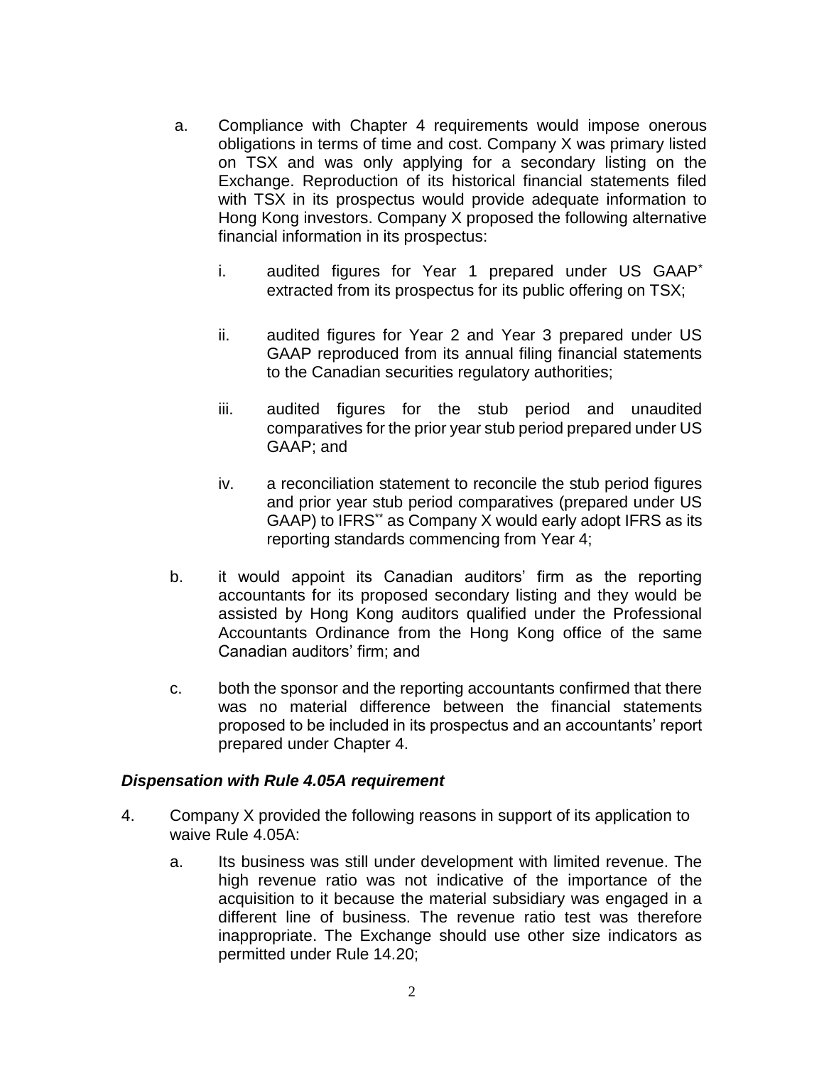a. Compliance with Chapter 4 requirements would impose onerous obligations in terms of time and cost. Company X was primary listed on TSX and was only applying for a secondary listing on the Exchange. Reproduction of its historical financial statements filed with TSX in its prospectus would provide adequate information to Hong Kong investors. Company X proposed the following alternative financial information in its prospectus:

   i. audited figures for Year 1 prepared under US GAAP* extracted from its prospectus for its public offering on TSX;

   ii. audited figures for Year 2 and Year 3 prepared under US GAAP reproduced from its annual filing financial statements to the Canadian securities regulatory authorities;

   iii. audited figures for the stub period and unaudited comparatives for the prior year stub period prepared under US GAAP; and

   iv. a reconciliation statement to reconcile the stub period figures and prior year stub period comparatives (prepared under US GAAP) to IFRS** as Company X would early adopt IFRS as its reporting standards commencing from Year 4;

b. it would appoint its Canadian auditors' firm as the reporting accountants for its proposed secondary listing and they would be assisted by Hong Kong auditors qualified under the Professional Accountants Ordinance from the Hong Kong office of the same Canadian auditors' firm; and

c. both the sponsor and the reporting accountants confirmed that there was no material difference between the financial statements proposed to be included in its prospectus and an accountants' report prepared under Chapter 4.

### *Dispensation with Rule 4.05A requirement*

4. Company X provided the following reasons in support of its application to waive Rule 4.05A:

   a. Its business was still under development with limited revenue. The high revenue ratio was not indicative of the importance of the acquisition to it because the material subsidiary was engaged in a different line of business. The revenue ratio test was therefore inappropriate. The Exchange should use other size indicators as permitted under Rule 14.20;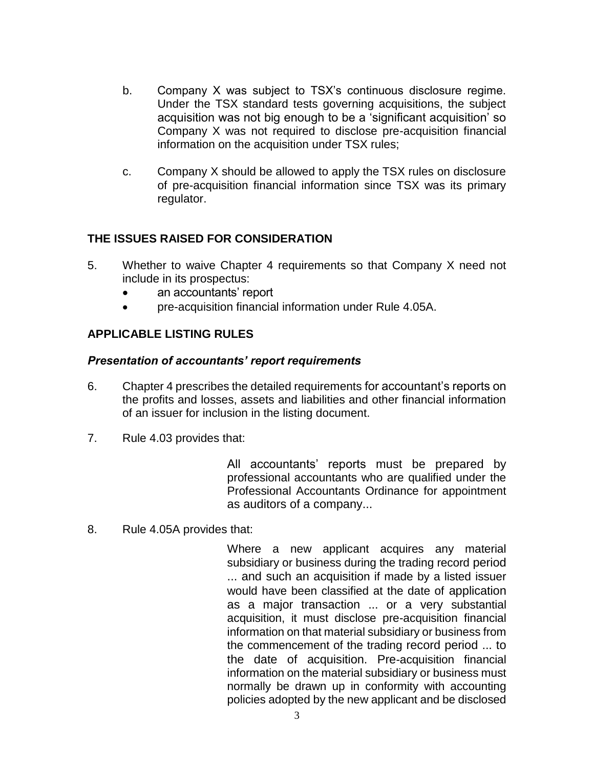b. Company X was subject to TSX's continuous disclosure regime. Under the TSX standard tests governing acquisitions, the subject acquisition was not big enough to be a 'significant acquisition' so Company X was not required to disclose pre-acquisition financial information on the acquisition under TSX rules;

c. Company X should be allowed to apply the TSX rules on disclosure of pre-acquisition financial information since TSX was its primary regulator.

## THE ISSUES RAISED FOR CONSIDERATION

5. Whether to waive Chapter 4 requirements so that Company X need not include in its prospectus:
   - an accountants' report
   - pre-acquisition financial information under Rule 4.05A.

## APPLICABLE LISTING RULES

### *Presentation of accountants' report requirements*

6. Chapter 4 prescribes the detailed requirements for accountant's reports on the profits and losses, assets and liabilities and other financial information of an issuer for inclusion in the listing document.

7. Rule 4.03 provides that:

> All accountants' reports must be prepared by professional accountants who are qualified under the Professional Accountants Ordinance for appointment as auditors of a company...

8. Rule 4.05A provides that:

> Where a new applicant acquires any material subsidiary or business during the trading record period ... and such an acquisition if made by a listed issuer would have been classified at the date of application as a major transaction ... or a very substantial acquisition, it must disclose pre-acquisition financial information on that material subsidiary or business from the commencement of the trading record period ... to the date of acquisition. Pre-acquisition financial information on the material subsidiary or business must normally be drawn up in conformity with accounting policies adopted by the new applicant and be disclosed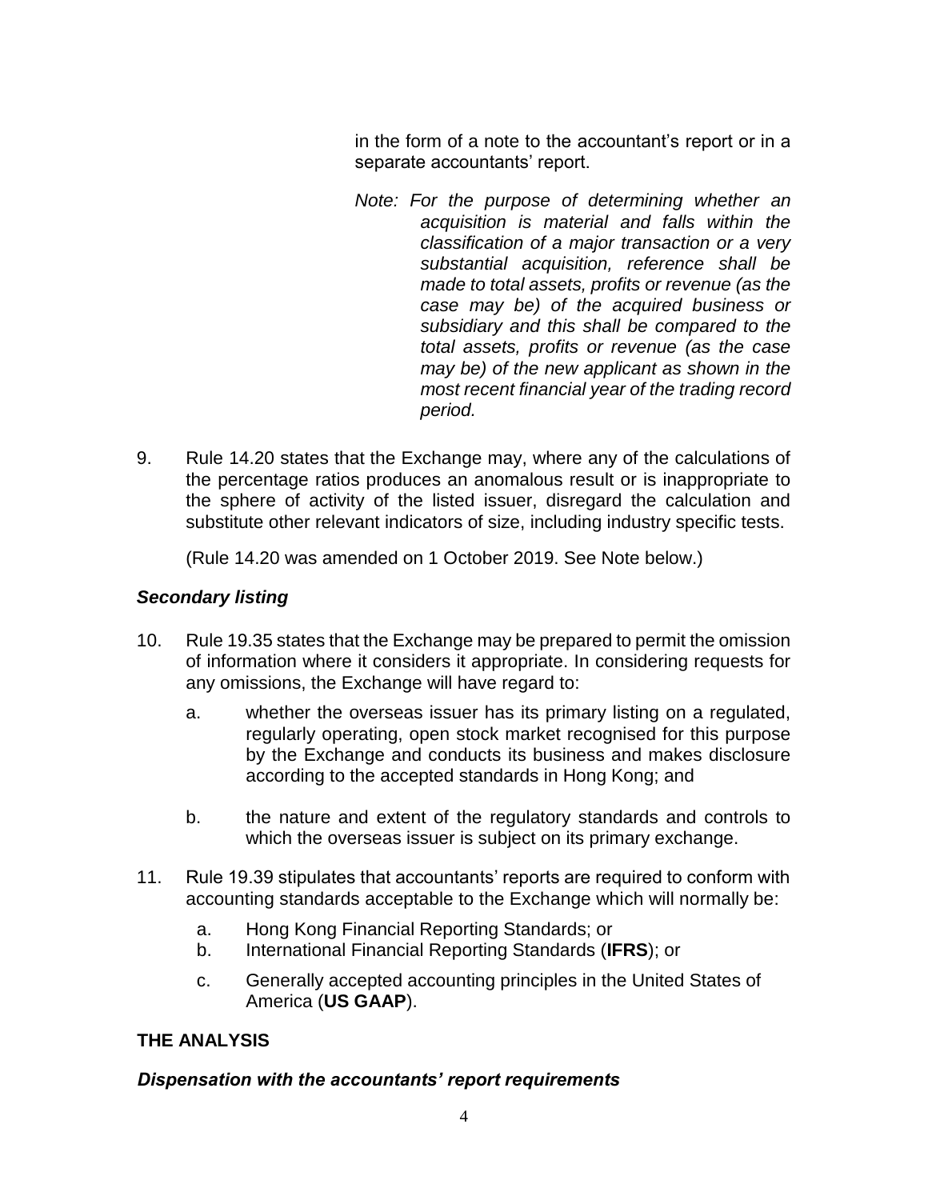in the form of a note to the accountant's report or in a separate accountants' report.

*Note: For the purpose of determining whether an acquisition is material and falls within the classification of a major transaction or a very substantial acquisition, reference shall be made to total assets, profits or revenue (as the case may be) of the acquired business or subsidiary and this shall be compared to the total assets, profits or revenue (as the case may be) of the new applicant as shown in the most recent financial year of the trading record period.*

9. Rule 14.20 states that the Exchange may, where any of the calculations of the percentage ratios produces an anomalous result or is inappropriate to the sphere of activity of the listed issuer, disregard the calculation and substitute other relevant indicators of size, including industry specific tests.

   (Rule 14.20 was amended on 1 October 2019. See Note below.)

### *Secondary listing*

10. Rule 19.35 states that the Exchange may be prepared to permit the omission of information where it considers it appropriate. In considering requests for any omissions, the Exchange will have regard to:

    a. whether the overseas issuer has its primary listing on a regulated, regularly operating, open stock market recognised for this purpose by the Exchange and conducts its business and makes disclosure according to the accepted standards in Hong Kong; and

    b. the nature and extent of the regulatory standards and controls to which the overseas issuer is subject on its primary exchange.

11. Rule 19.39 stipulates that accountants' reports are required to conform with accounting standards acceptable to the Exchange which will normally be:

    a. Hong Kong Financial Reporting Standards; or
    b. International Financial Reporting Standards (**IFRS**); or
    c. Generally accepted accounting principles in the United States of America (**US GAAP**).

## THE ANALYSIS

### *Dispensation with the accountants' report requirements*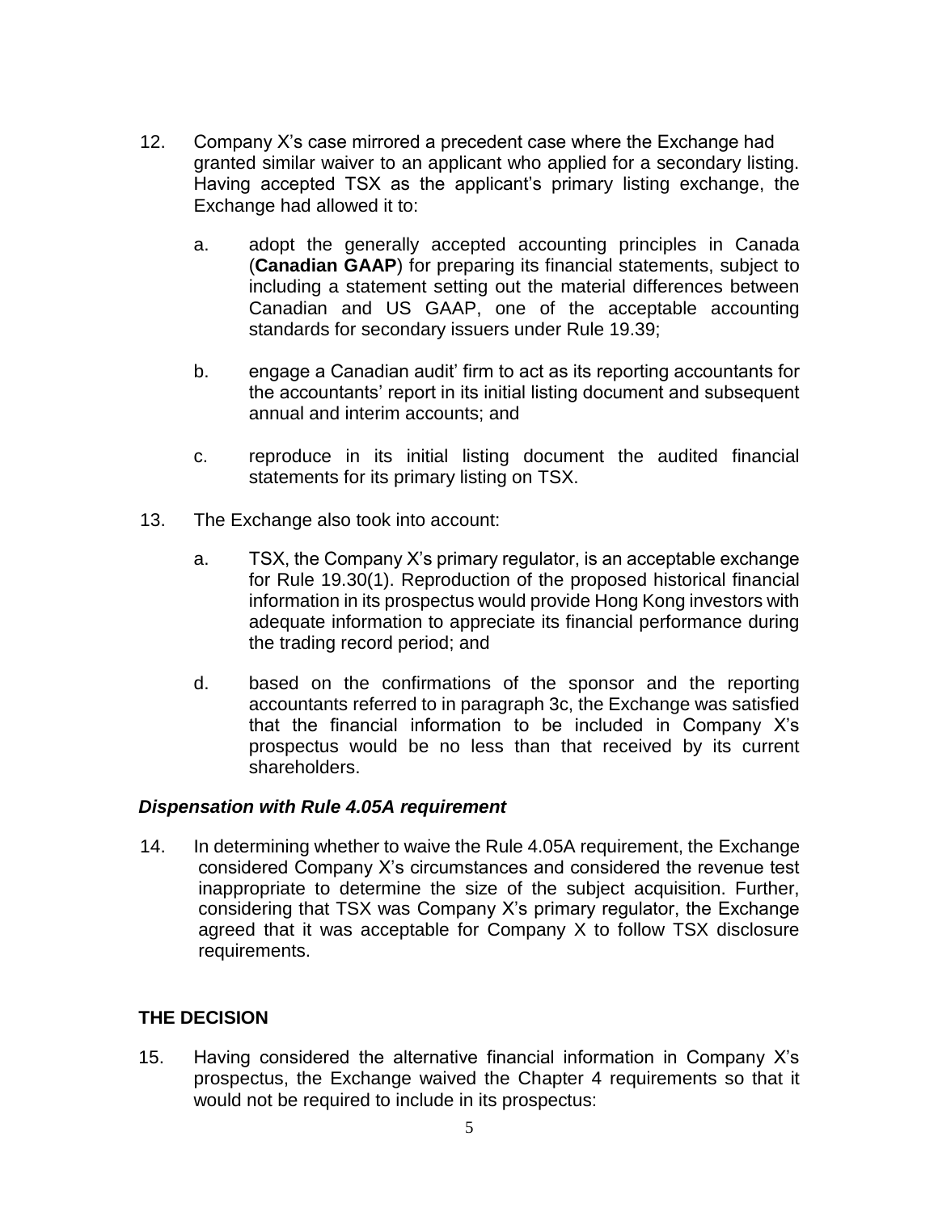12. Company X's case mirrored a precedent case where the Exchange had granted similar waiver to an applicant who applied for a secondary listing. Having accepted TSX as the applicant's primary listing exchange, the Exchange had allowed it to:

    a. adopt the generally accepted accounting principles in Canada (**Canadian GAAP**) for preparing its financial statements, subject to including a statement setting out the material differences between Canadian and US GAAP, one of the acceptable accounting standards for secondary issuers under Rule 19.39;

    b. engage a Canadian audit' firm to act as its reporting accountants for the accountants' report in its initial listing document and subsequent annual and interim accounts; and

    c. reproduce in its initial listing document the audited financial statements for its primary listing on TSX.

13. The Exchange also took into account:

    a. TSX, the Company X's primary regulator, is an acceptable exchange for Rule 19.30(1). Reproduction of the proposed historical financial information in its prospectus would provide Hong Kong investors with adequate information to appreciate its financial performance during the trading record period; and

    d. based on the confirmations of the sponsor and the reporting accountants referred to in paragraph 3c, the Exchange was satisfied that the financial information to be included in Company X's prospectus would be no less than that received by its current shareholders.

***Dispensation with Rule 4.05A requirement***

14. In determining whether to waive the Rule 4.05A requirement, the Exchange considered Company X's circumstances and considered the revenue test inappropriate to determine the size of the subject acquisition. Further, considering that TSX was Company X's primary regulator, the Exchange agreed that it was acceptable for Company X to follow TSX disclosure requirements.

## THE DECISION

15. Having considered the alternative financial information in Company X's prospectus, the Exchange waived the Chapter 4 requirements so that it would not be required to include in its prospectus: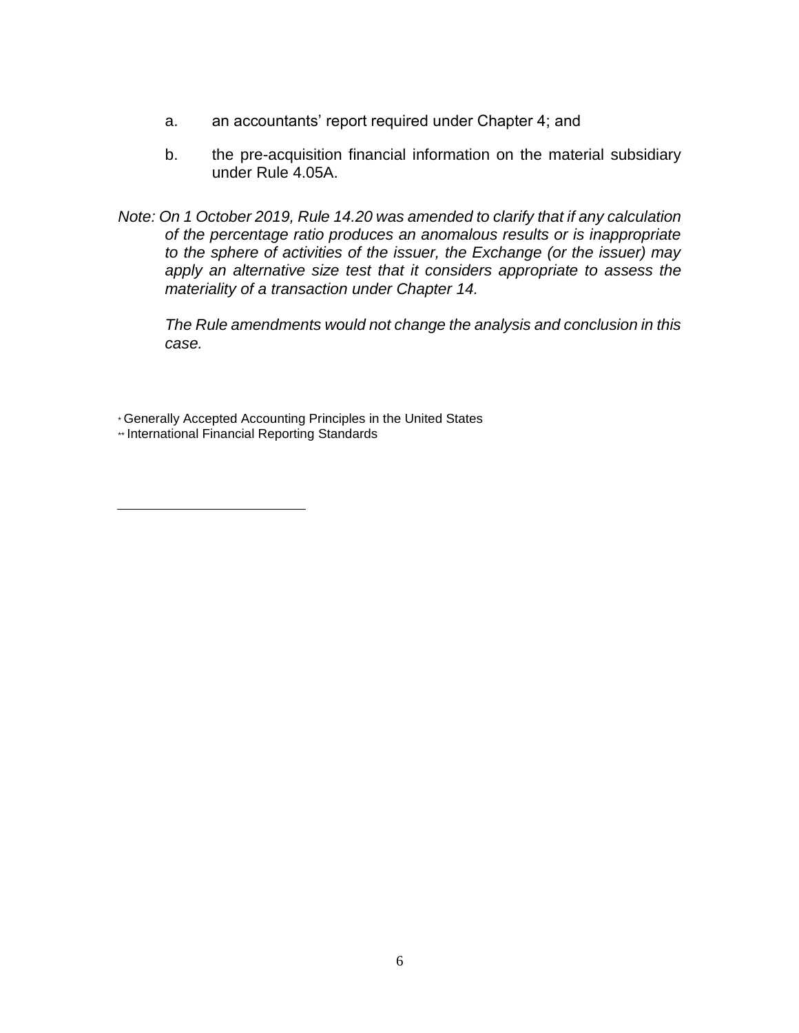a. an accountants' report required under Chapter 4; and

b. the pre-acquisition financial information on the material subsidiary under Rule 4.05A.

*Note: On 1 October 2019, Rule 14.20 was amended to clarify that if any calculation of the percentage ratio produces an anomalous results or is inappropriate to the sphere of activities of the issuer, the Exchange (or the issuer) may apply an alternative size test that it considers appropriate to assess the materiality of a transaction under Chapter 14.*

*The Rule amendments would not change the analysis and conclusion in this case.*

* Generally Accepted Accounting Principles in the United States

** International Financial Reporting Standards